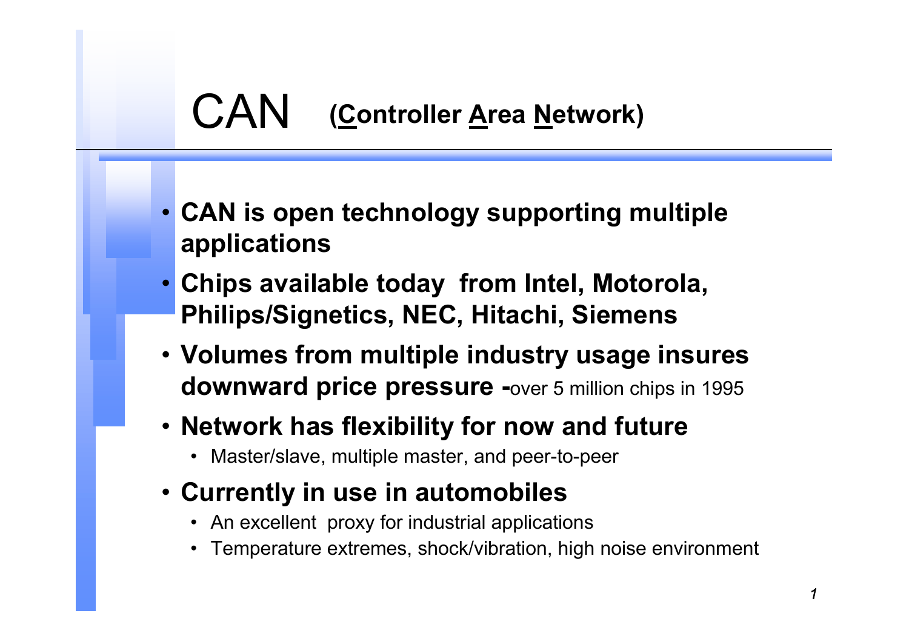# CAN (Controller Area Network)

- **CAN is open technology supporting multiple applications**
- **Chips available today from Intel, Motorola, Philips/Signetics, NEC, Hitachi, Siemens**
- **Volumes from multiple industry usage insures downward price pressure -**over 5 million chips in 1995
- **Network has flexibility for now and future**
  - Master/slave, multiple master, and peer-to-peer
- **Currently in use in automobiles**
  - An excellent proxy for industrial applications
  - Temperature extremes, shock/vibration, high noise environment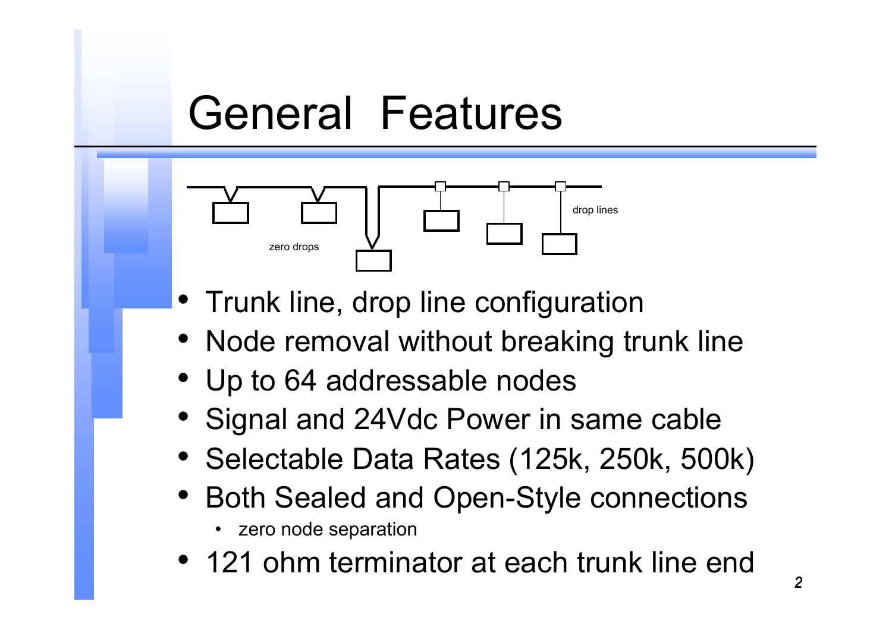# General Features

zero drops

drop lines

- Trunk line, drop line configuration
- Node removal without breaking trunk line
- Up to 64 addressable nodes
- Signal and 24Vdc Power in same cable
- Selectable Data Rates (125k, 250k, 500k)
- Both Sealed and Open-Style connections
  - zero node separation
- 121 ohm terminator at each trunk line end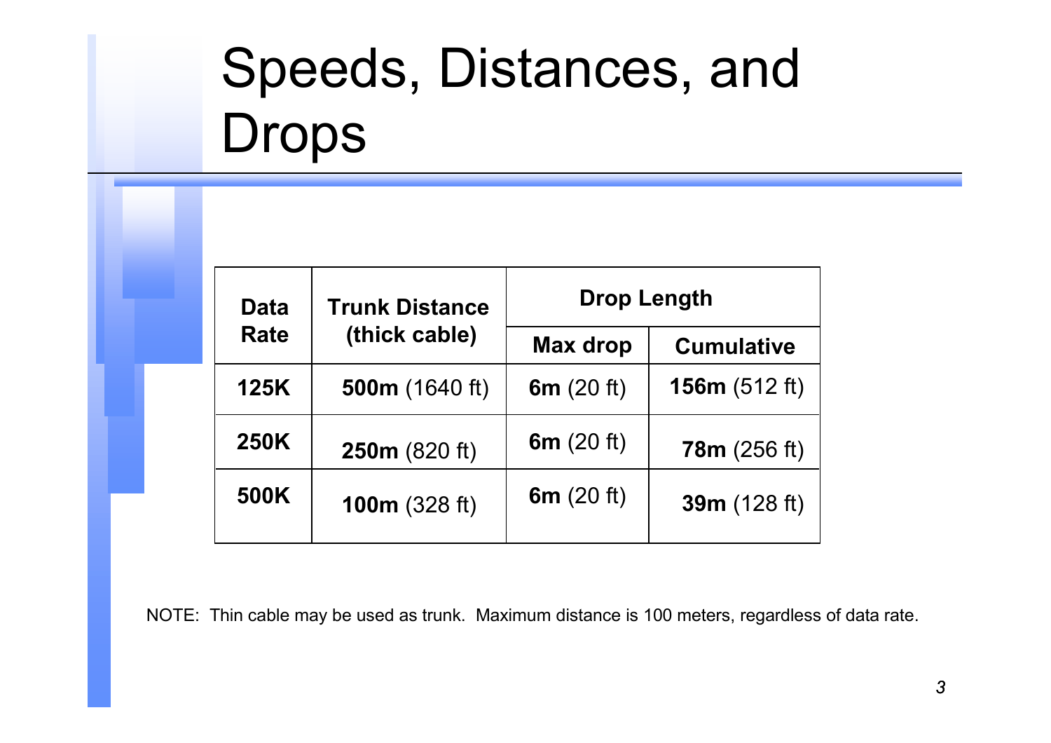# Speeds, Distances, and Drops

| Data Rate | Trunk Distance (thick cable) | Drop Length | |
|---|---|---|---|
| | | Max drop | Cumulative |
| **125K** | **500m** (1640 ft) | **6m** (20 ft) | **156m** (512 ft) |
| **250K** | **250m** (820 ft) | **6m** (20 ft) | **78m** (256 ft) |
| **500K** | **100m** (328 ft) | **6m** (20 ft) | **39m** (128 ft) |

NOTE: Thin cable may be used as trunk. Maximum distance is 100 meters, regardless of data rate.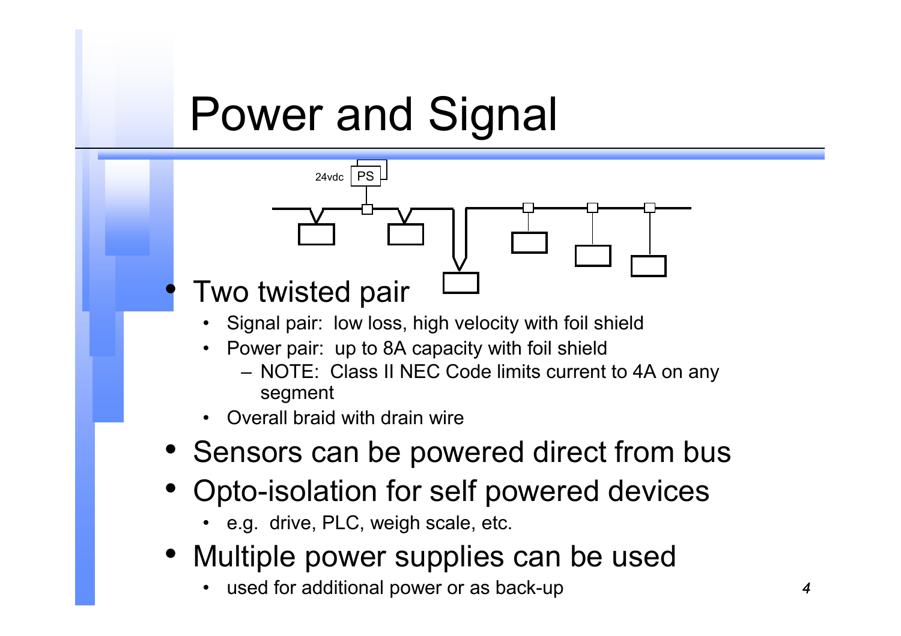# Power and Signal

- Two twisted pair
  - Signal pair:  low loss, high velocity with foil shield
  - Power pair:  up to 8A capacity with foil shield
    - NOTE:  Class II NEC Code limits current to 4A on any segment
  - Overall braid with drain wire
- Sensors can be powered direct from bus
- Opto-isolation for self powered devices
  - e.g.  drive, PLC, weigh scale, etc.
- Multiple power supplies can be used
  - used for additional power or as back-up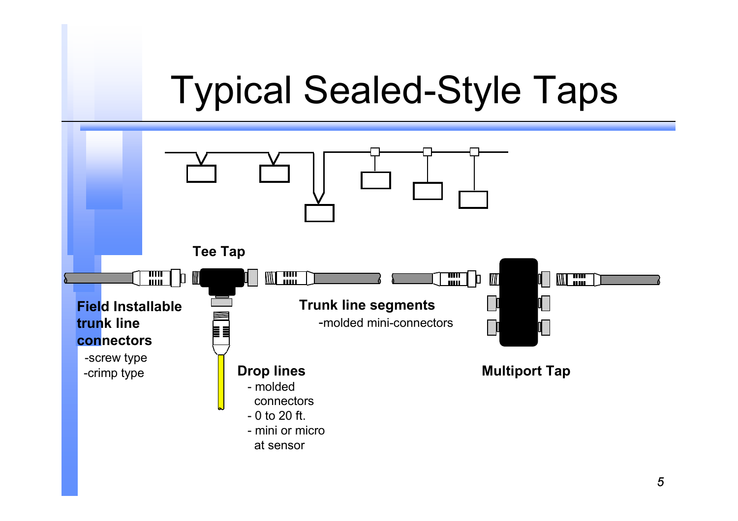# Typical Sealed-Style Taps

**Tee Tap**

**Field Installable trunk line connectors**

- -screw type
- -crimp type

**Trunk line segments**

- -molded mini-connectors

**Drop lines**

- molded connectors
- 0 to 20 ft.
- mini or micro at sensor

**Multiport Tap**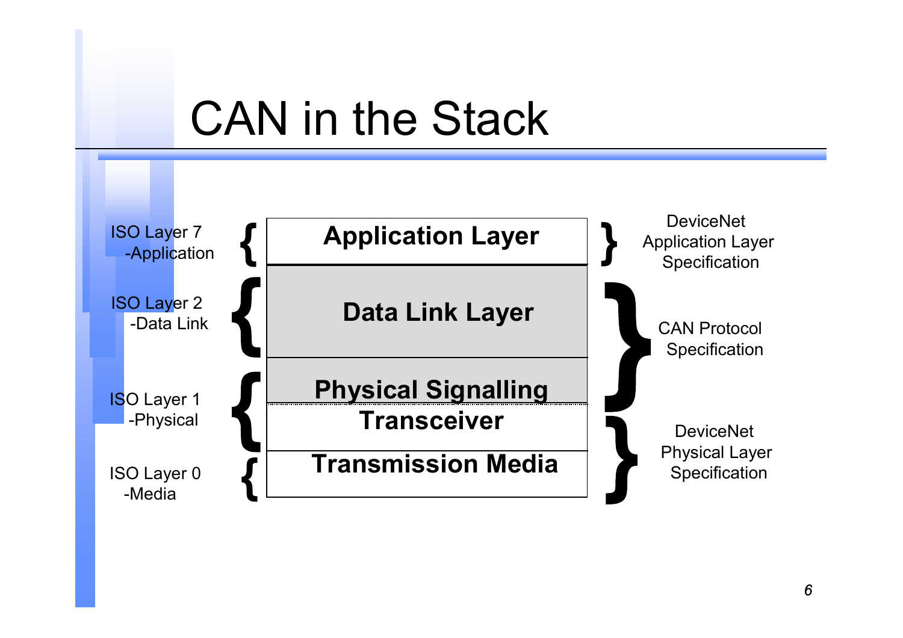# CAN in the Stack

| ISO Layer | Stack Layer | Specification |
| --- | --- | --- |
| ISO Layer 7 -Application | Application Layer | DeviceNet Application Layer Specification |
| ISO Layer 2 -Data Link | Data Link Layer | CAN Protocol Specification |
| ISO Layer 1 -Physical | Physical Signalling | CAN Protocol Specification |
| ISO Layer 1 -Physical | Transceiver | DeviceNet Physical Layer Specification |
| ISO Layer 0 -Media | Transmission Media | DeviceNet Physical Layer Specification |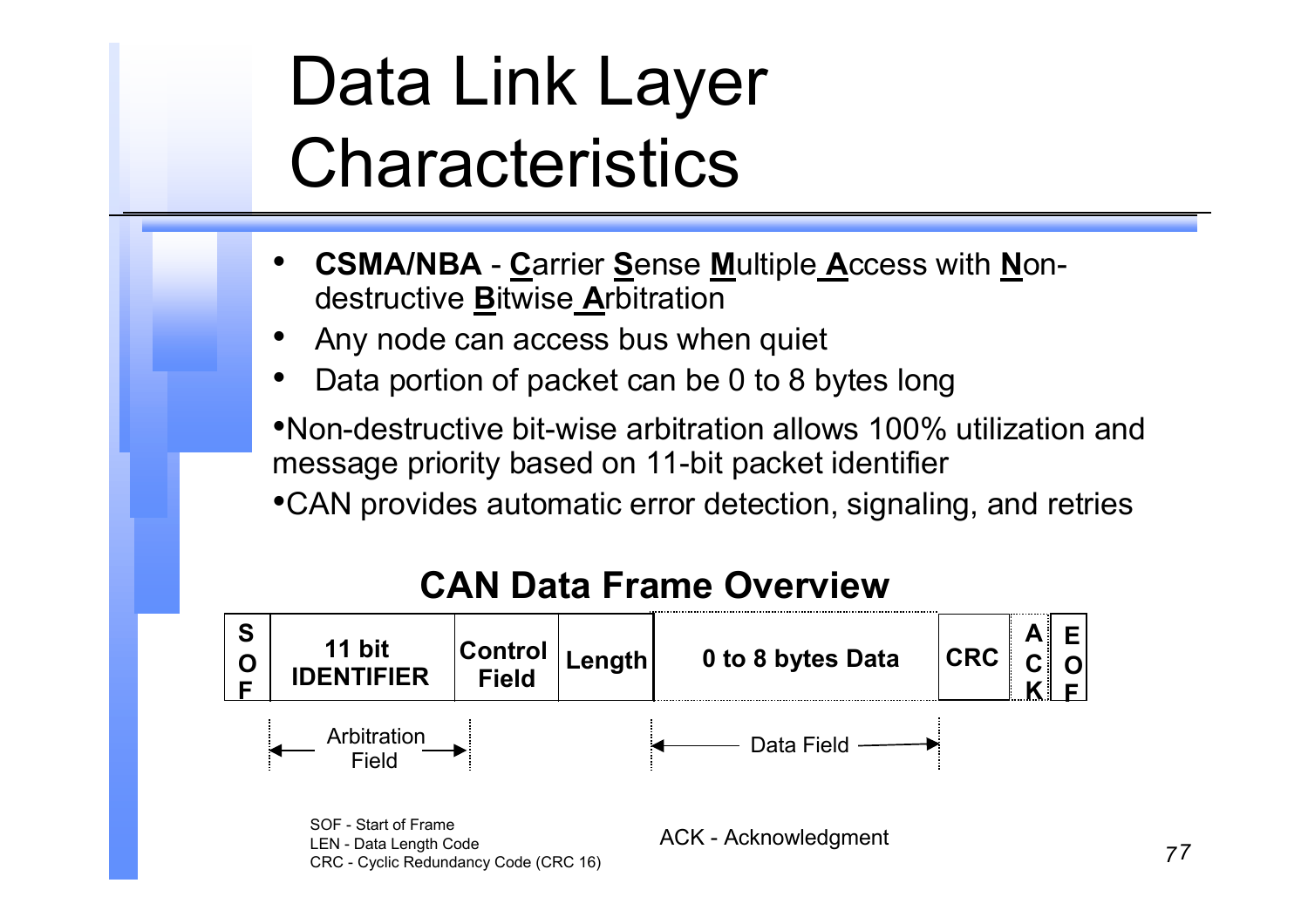# Data Link Layer Characteristics

- **CSMA/NBA** - **C**arrier **S**ense **M**ultiple **A**ccess with **N**on-destructive **B**itwise **A**rbitration
- Any node can access bus when quiet
- Data portion of packet can be 0 to 8 bytes long

- Non-destructive bit-wise arbitration allows 100% utilization and message priority based on 11-bit packet identifier
- CAN provides automatic error detection, signaling, and retries

## CAN Data Frame Overview

| SOF | 11 bit IDENTIFIER | Control Field | Length | 0 to 8 bytes Data | CRC | ACK | EOF |
|---|---|---|---|---|---|---|---|
| | ← Arbitration Field → | | | ← Data Field → | | | |

SOF - Start of Frame
LEN - Data Length Code
CRC - Cyclic Redundancy Code (CRC 16)

ACK - Acknowledgment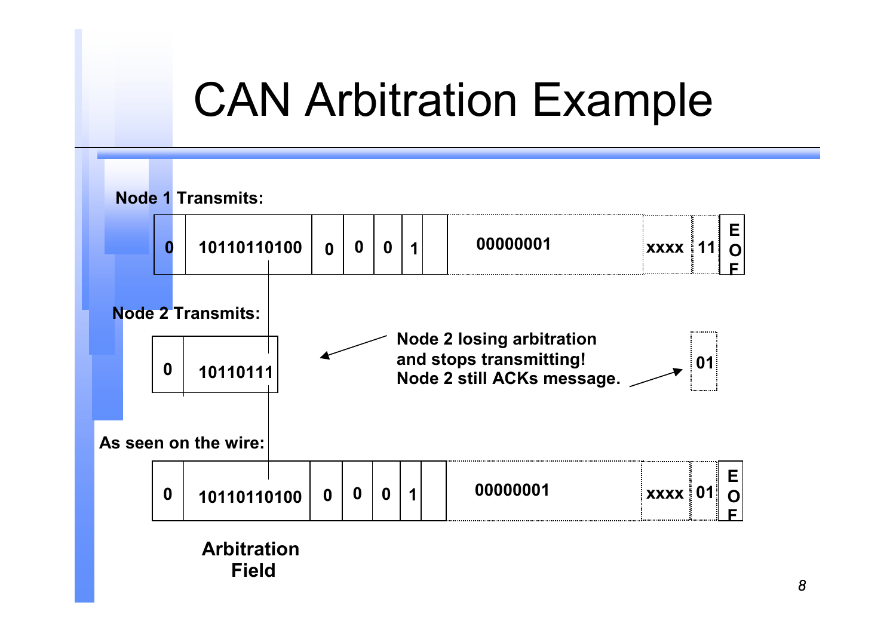# CAN Arbitration Example

**Node 1 Transmits:**

| 0 | 10110110100 | 0 | 0 | 0 | 1 | | 00000001 | xxxx | 11 | EOF |
|---|---|---|---|---|---|---|---|---|---|---|

**Node 2 Transmits:**

| 0 | 10110111 |
|---|---|

**Node 2 losing arbitration and stops transmitting! Node 2 still ACKs message.**

| 01 |
|---|

**As seen on the wire:**

| 0 | 10110110100 | 0 | 0 | 0 | 1 | | 00000001 | xxxx | 01 | EOF |
|---|---|---|---|---|---|---|---|---|---|---|

**Arbitration Field**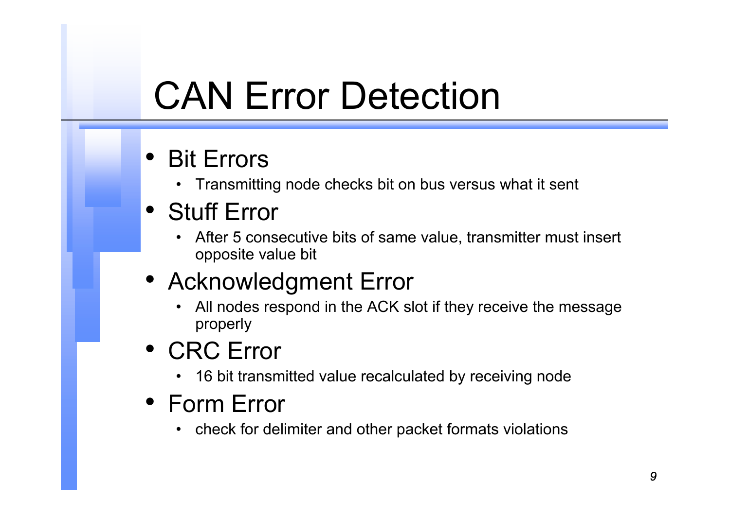# CAN Error Detection

- Bit Errors
  - Transmitting node checks bit on bus versus what it sent
- Stuff Error
  - After 5 consecutive bits of same value, transmitter must insert opposite value bit
- Acknowledgment Error
  - All nodes respond in the ACK slot if they receive the message properly
- CRC Error
  - 16 bit transmitted value recalculated by receiving node
- Form Error
  - check for delimiter and other packet formats violations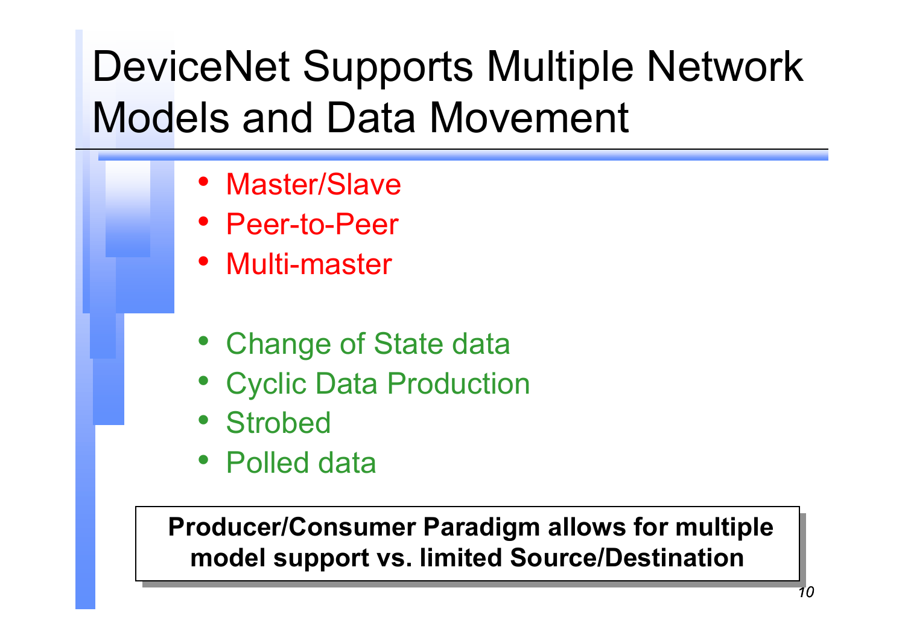# DeviceNet Supports Multiple Network Models and Data Movement

- Master/Slave
- Peer-to-Peer
- Multi-master

- Change of State data
- Cyclic Data Production
- Strobed
- Polled data

**Producer/Consumer Paradigm allows for multiple model support vs. limited Source/Destination**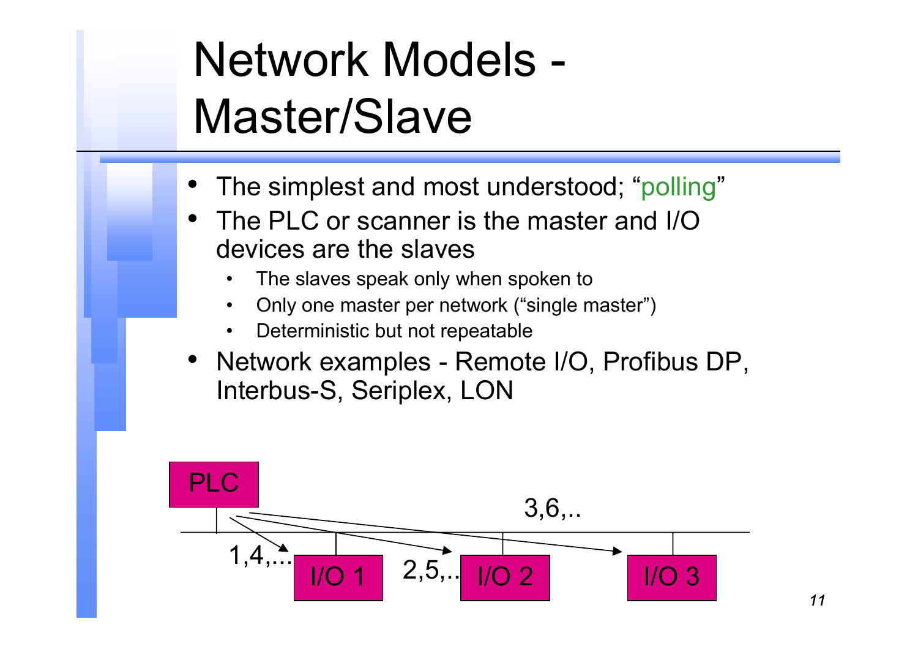# Network Models - Master/Slave

- The simplest and most understood; "polling"
- The PLC or scanner is the master and I/O devices are the slaves
  - The slaves speak only when spoken to
  - Only one master per network ("single master")
  - Deterministic but not repeatable
- Network examples - Remote I/O, Profibus DP, Interbus-S, Seriplex, LON

PLC

1,4,... I/O 1

2,5,... I/O 2

3,6,.. I/O 3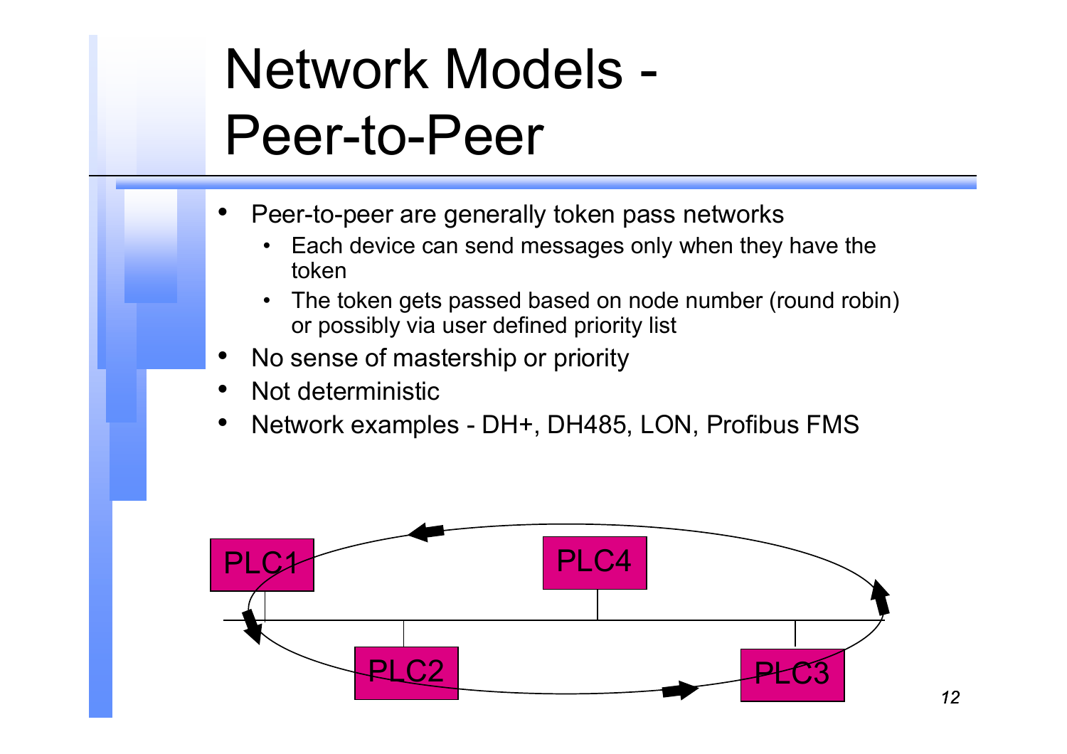# Network Models - Peer-to-Peer

- Peer-to-peer are generally token pass networks
  - Each device can send messages only when they have the token
  - The token gets passed based on node number (round robin) or possibly via user defined priority list
- No sense of mastership or priority
- Not deterministic
- Network examples - DH+, DH485, LON, Profibus FMS

PLC1 PLC4 PLC2 PLC3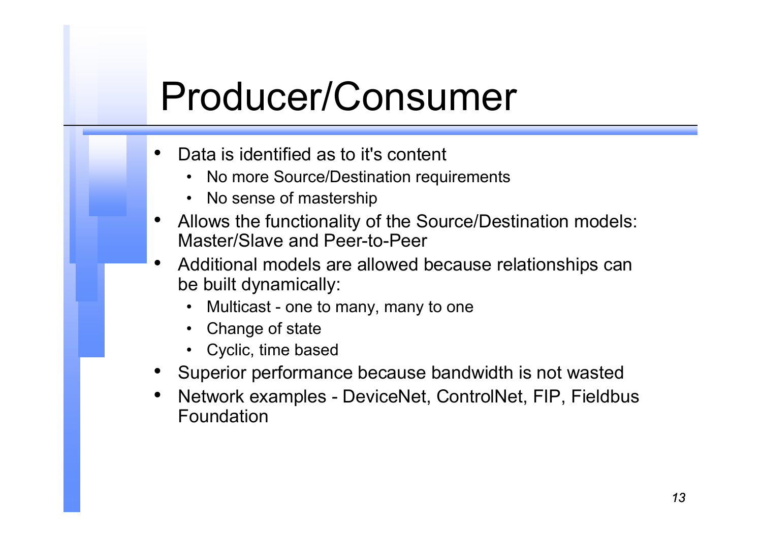# Producer/Consumer

- Data is identified as to it's content
  - No more Source/Destination requirements
  - No sense of mastership
- Allows the functionality of the Source/Destination models: Master/Slave and Peer-to-Peer
- Additional models are allowed because relationships can be built dynamically:
  - Multicast - one to many, many to one
  - Change of state
  - Cyclic, time based
- Superior performance because bandwidth is not wasted
- Network examples - DeviceNet, ControlNet, FIP, Fieldbus Foundation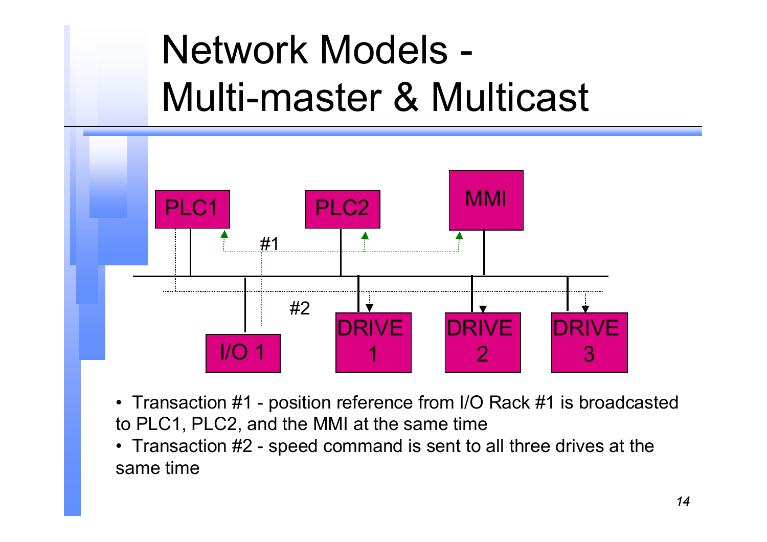# Network Models - Multi-master & Multicast

PLC1 PLC2 MMI #1 #2 I/O 1 DRIVE 1 DRIVE 2 DRIVE 3

- Transaction #1 - position reference from I/O Rack #1 is broadcasted to PLC1, PLC2, and the MMI at the same time
- Transaction #2 - speed command is sent to all three drives at the same time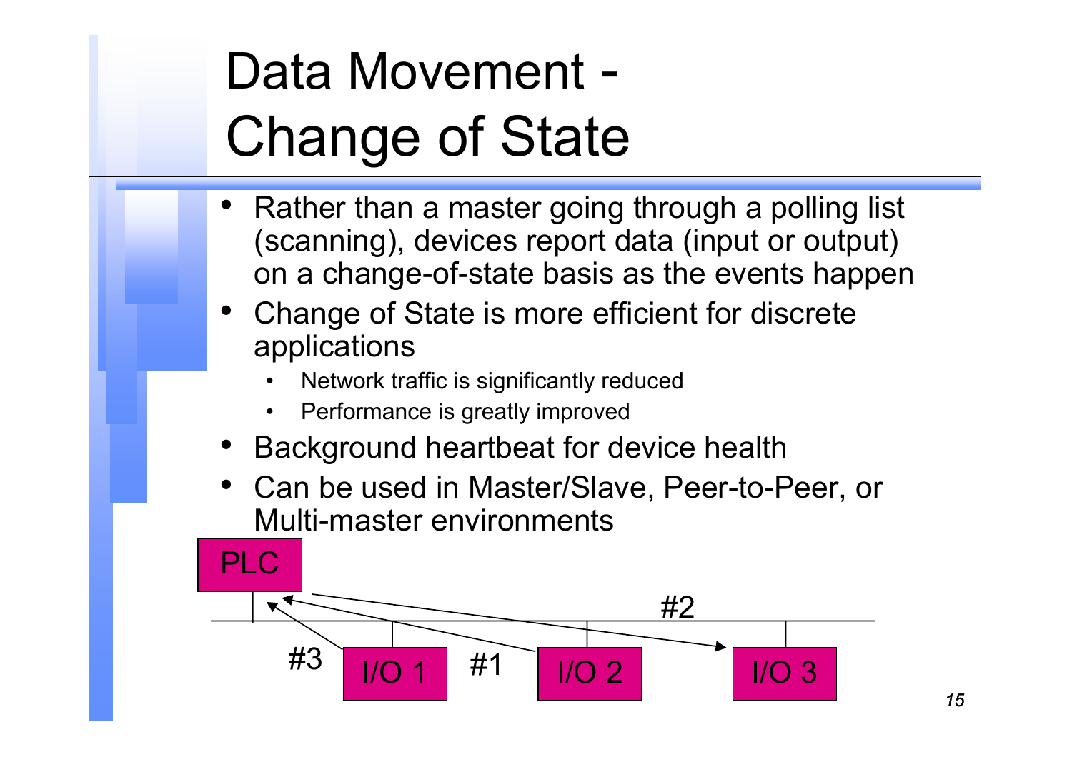# Data Movement - Change of State

- Rather than a master going through a polling list (scanning), devices report data (input or output) on a change-of-state basis as the events happen
- Change of State is more efficient for discrete applications
  - Network traffic is significantly reduced
  - Performance is greatly improved
- Background heartbeat for device health
- Can be used in Master/Slave, Peer-to-Peer, or Multi-master environments

PLC

#2

#3 I/O 1 #1 I/O 2 I/O 3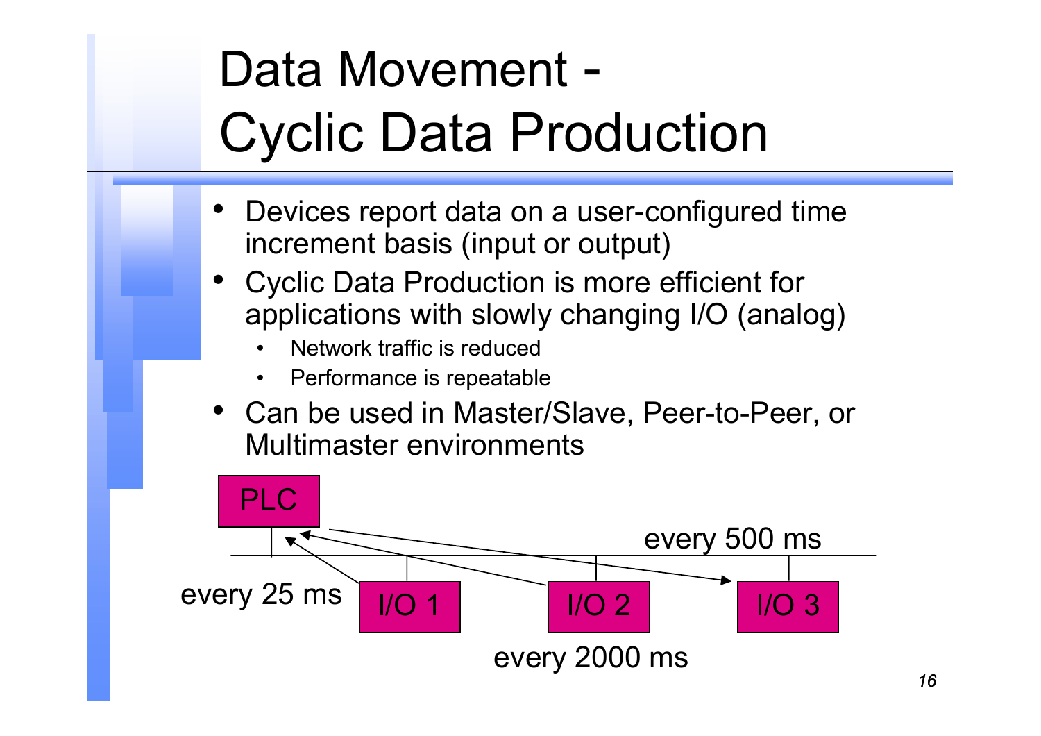# Data Movement - Cyclic Data Production

- Devices report data on a user-configured time increment basis (input or output)
- Cyclic Data Production is more efficient for applications with slowly changing I/O (analog)
  - Network traffic is reduced
  - Performance is repeatable
- Can be used in Master/Slave, Peer-to-Peer, or Multimaster environments

PLC

every 500 ms

every 25 ms

I/O 1

I/O 2

I/O 3

every 2000 ms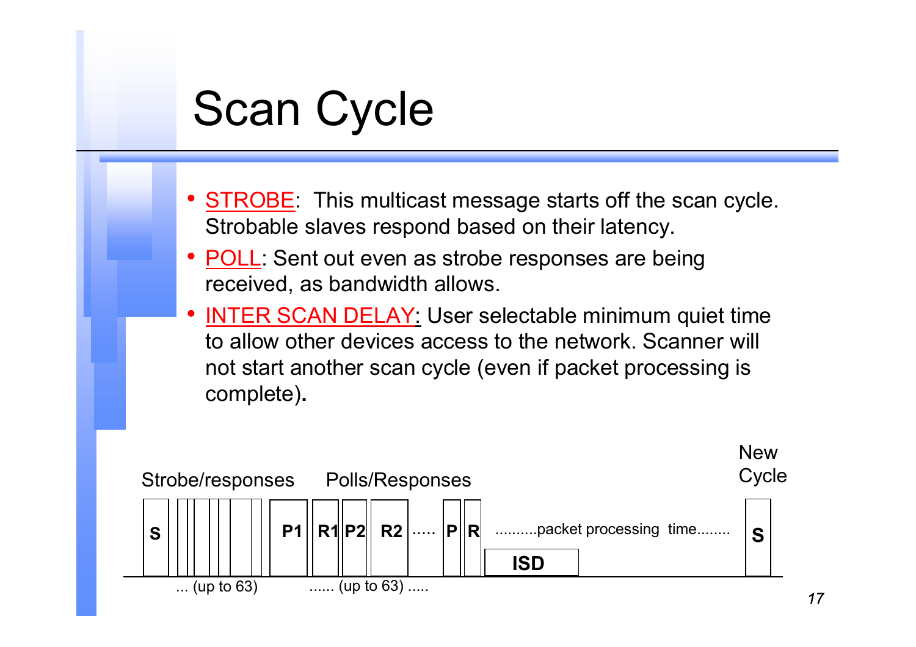# Scan Cycle

- STROBE: This multicast message starts off the scan cycle. Strobable slaves respond based on their latency.
- POLL: Sent out even as strobe responses are being received, as bandwidth allows.
- INTER SCAN DELAY: User selectable minimum quiet time to allow other devices access to the network. Scanner will not start another scan cycle (even if packet processing is complete).

Strobe/responses    Polls/Responses    New Cycle

S | | | | | | | P1 | R1 | P2 | R2 | ..... | P | R | ..........packet processing time........ | S

ISD

... (up to 63)    ...... (up to 63) .....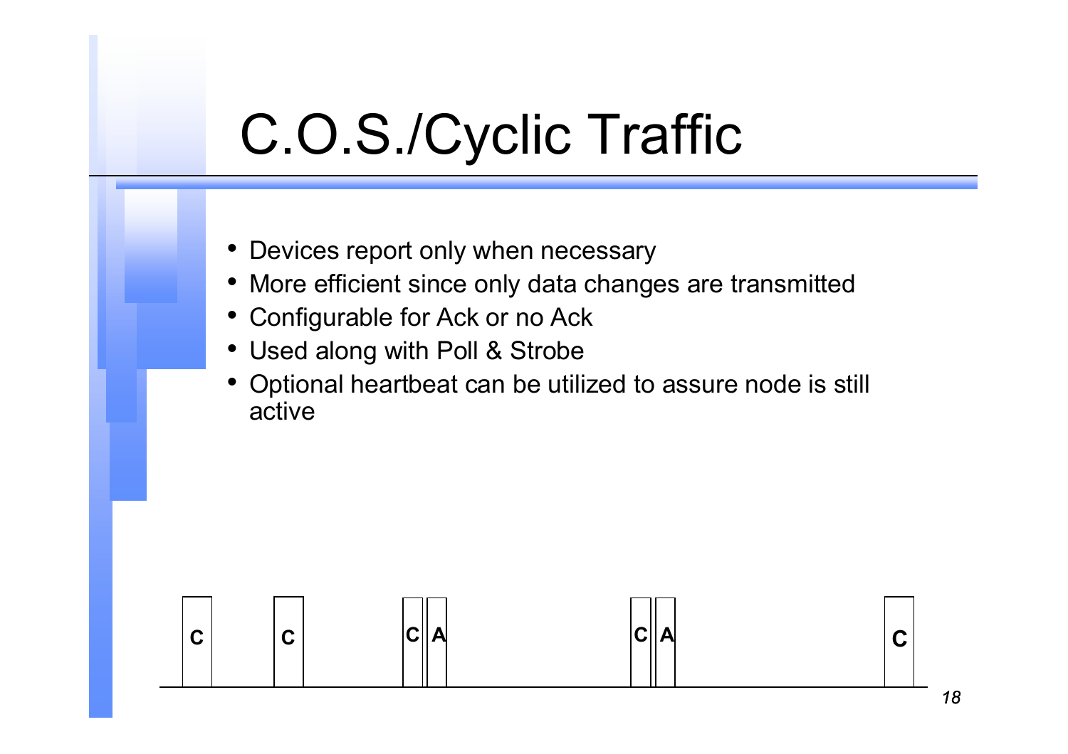# C.O.S./Cyclic Traffic

- Devices report only when necessary
- More efficient since only data changes are transmitted
- Configurable for Ack or no Ack
- Used along with Poll & Strobe
- Optional heartbeat can be utilized to assure node is still active

C C C A C A C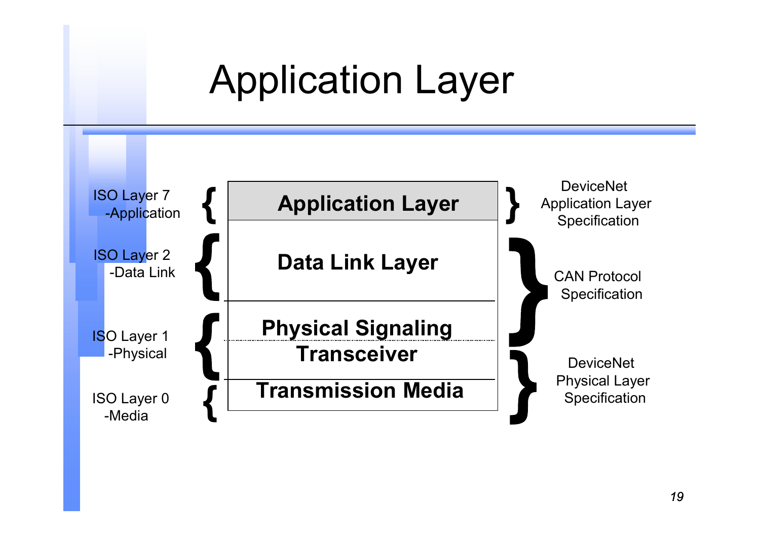# Application Layer

| ISO Layer | Layer | Specification |
|---|---|---|
| ISO Layer 7 -Application | Application Layer | DeviceNet Application Layer Specification |
| ISO Layer 2 -Data Link | Data Link Layer | CAN Protocol Specification |
| ISO Layer 1 -Physical | Physical Signaling | CAN Protocol Specification |
| | Transceiver | DeviceNet Physical Layer Specification |
| ISO Layer 0 -Media | Transmission Media | DeviceNet Physical Layer Specification |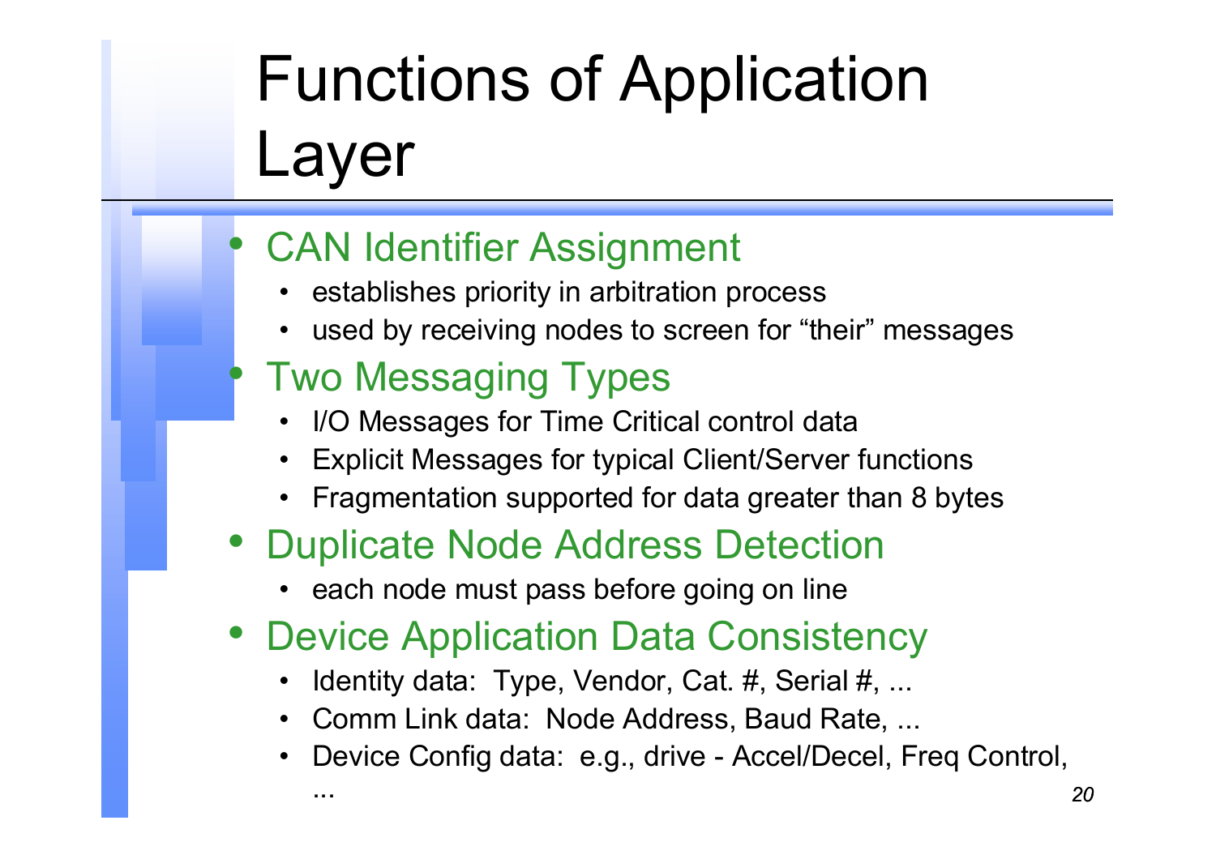# Functions of Application Layer

- CAN Identifier Assignment
  - establishes priority in arbitration process
  - used by receiving nodes to screen for “their” messages
- Two Messaging Types
  - I/O Messages for Time Critical control data
  - Explicit Messages for typical Client/Server functions
  - Fragmentation supported for data greater than 8 bytes
- Duplicate Node Address Detection
  - each node must pass before going on line
- Device Application Data Consistency
  - Identity data: Type, Vendor, Cat. #, Serial #, ...
  - Comm Link data: Node Address, Baud Rate, ...
  - Device Config data: e.g., drive - Accel/Decel, Freq Control, ...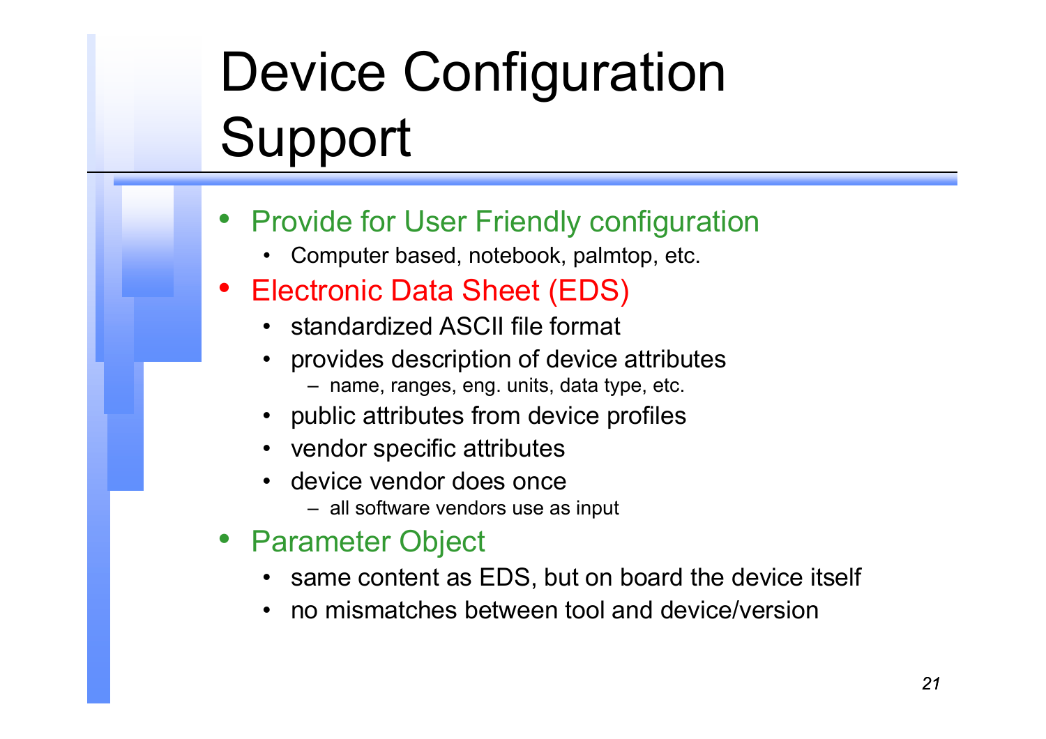# Device Configuration Support

- Provide for User Friendly configuration
  - Computer based, notebook, palmtop, etc.
- Electronic Data Sheet (EDS)
  - standardized ASCII file format
  - provides description of device attributes
    - name, ranges, eng. units, data type, etc.
  - public attributes from device profiles
  - vendor specific attributes
  - device vendor does once
    - all software vendors use as input
- Parameter Object
  - same content as EDS, but on board the device itself
  - no mismatches between tool and device/version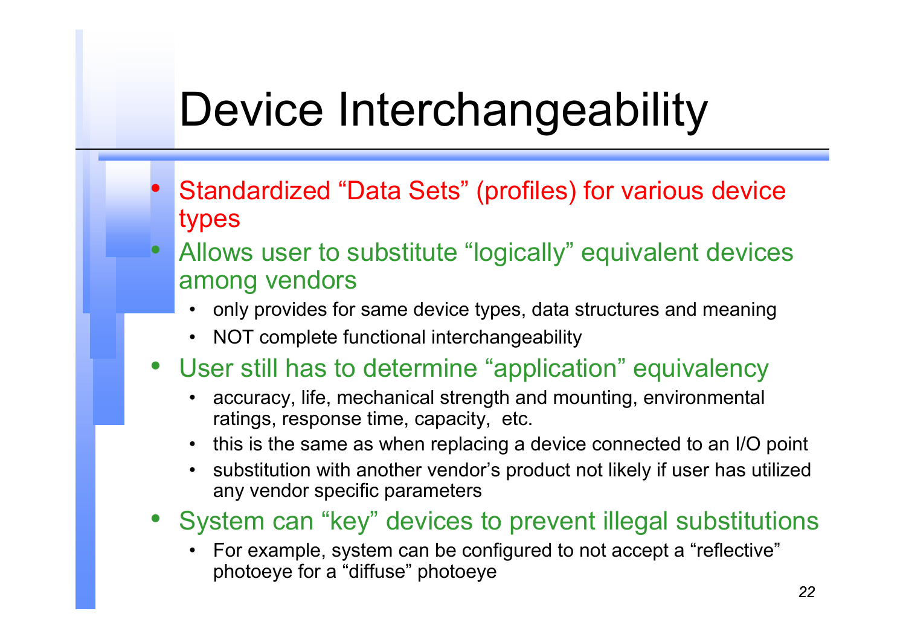# Device Interchangeability

- Standardized “Data Sets” (profiles) for various device types
- Allows user to substitute “logically” equivalent devices among vendors
  - only provides for same device types, data structures and meaning
  - NOT complete functional interchangeability
- User still has to determine “application” equivalency
  - accuracy, life, mechanical strength and mounting, environmental ratings, response time, capacity, etc.
  - this is the same as when replacing a device connected to an I/O point
  - substitution with another vendor’s product not likely if user has utilized any vendor specific parameters
- System can “key” devices to prevent illegal substitutions
  - For example, system can be configured to not accept a “reflective” photoeye for a “diffuse” photoeye